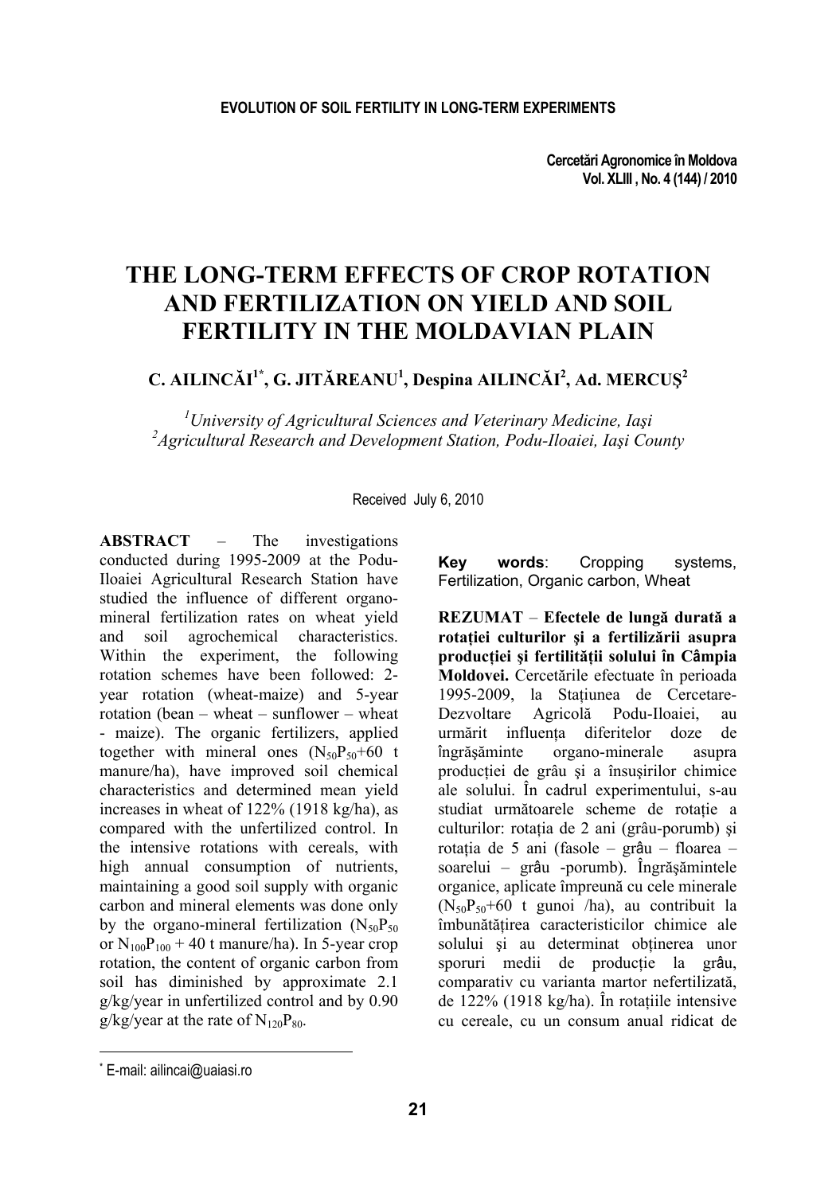# THE LONG-TERM EFFECTS OF CROP ROTATION AND FERTILIZATION ON YIELD AND SOIL FERTILITY IN THE MOLDAVIAN PLAIN

**C. AILINCĂI[1*], G. JITĂREANU[1], Despina AILINCĂI[2], Ad. MERCUŞ[2]**

*[1]University of Agricultural Sciences and Veterinary Medicine, Iaşi*
*[2]Agricultural Research and Development Station, Podu-Iloaiei, Iaşi County*

Received July 6, 2010

**ABSTRACT** – The investigations conducted during 1995-2009 at the Podu-Iloaiei Agricultural Research Station have studied the influence of different organo-mineral fertilization rates on wheat yield and soil agrochemical characteristics. Within the experiment, the following rotation schemes have been followed: 2-year rotation (wheat-maize) and 5-year rotation (bean – wheat – sunflower – wheat - maize). The organic fertilizers, applied together with mineral ones ($N_{50}P_{50}$+60 t manure/ha), have improved soil chemical characteristics and determined mean yield increases in wheat of 122% (1918 kg/ha), as compared with the unfertilized control. In the intensive rotations with cereals, with high annual consumption of nutrients, maintaining a good soil supply with organic carbon and mineral elements was done only by the organo-mineral fertilization ($N_{50}P_{50}$ or $N_{100}P_{100}$ + 40 t manure/ha). In 5-year crop rotation, the content of organic carbon from soil has diminished by approximate 2.1 g/kg/year in unfertilized control and by 0.90 g/kg/year at the rate of $N_{120}P_{80}$.

**Key words**: Cropping systems, Fertilization, Organic carbon, Wheat

**REZUMAT** – **Efectele de lungă durată a rotației culturilor şi a fertilizării asupra producției şi fertilității solului în Câmpia Moldovei.** Cercetările efectuate în perioada 1995-2009, la Stațiunea de Cercetare-Dezvoltare Agricolă Podu-Iloaiei, au urmărit influența diferitelor doze de îngrăşăminte organo-minerale asupra producției de grâu şi a însuşirilor chimice ale solului. În cadrul experimentului, s-au studiat următoarele scheme de rotație a culturilor: rotația de 2 ani (grâu-porumb) şi rotația de 5 ani (fasole – grâu – floarea – soarelui – grâu -porumb). Îngrăşămintele organice, aplicate împreună cu cele minerale ($N_{50}P_{50}$+60 t gunoi /ha), au contribuit la îmbunătățirea caracteristicilor chimice ale solului şi au determinat obținerea unor sporuri medii de producție la grâu, comparativ cu varianta martor nefertilizată, de 122% (1918 kg/ha). În rotațiile intensive cu cereale, cu un consum anual ridicat de

---

[*] E-mail: ailincai@uaiasi.ro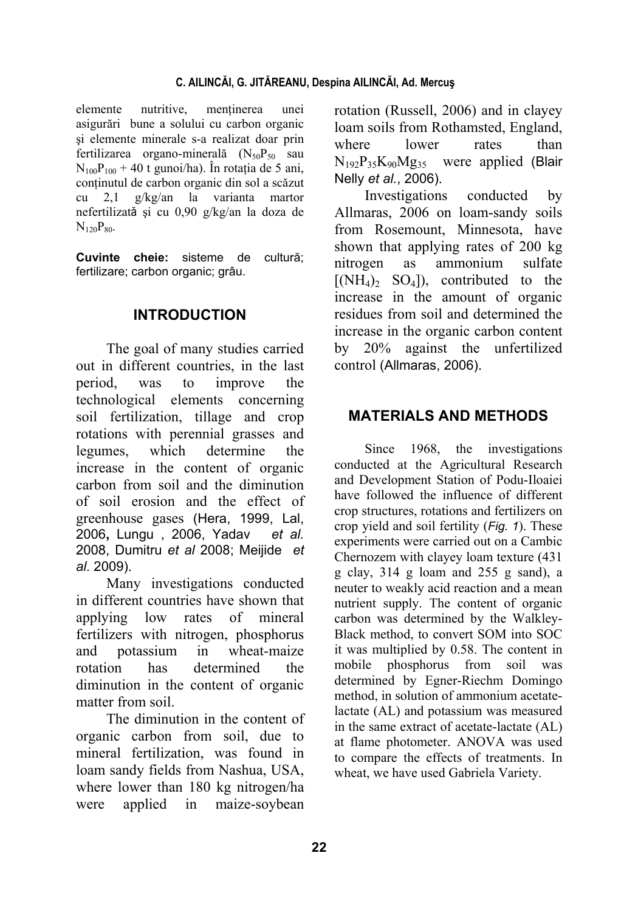elemente nutritive, menținerea unei asigurări bune a solului cu carbon organic şi elemente minerale s-a realizat doar prin fertilizarea organo-minerală ($N_{50}P_{50}$ sau $N_{100}P_{100}$ + 40 t gunoi/ha). În rotația de 5 ani, conținutul de carbon organic din sol a scăzut cu 2,1 g/kg/an la varianta martor nefertilizată şi cu 0,90 g/kg/an la doza de $N_{120}P_{80}$.

**Cuvinte cheie:** sisteme de cultură; fertilizare; carbon organic; grâu.

## INTRODUCTION

The goal of many studies carried out in different countries, in the last period, was to improve the technological elements concerning soil fertilization, tillage and crop rotations with perennial grasses and legumes, which determine the increase in the content of organic carbon from soil and the diminution of soil erosion and the effect of greenhouse gases (Hera, 1999, Lal, 2006**,** Lungu , 2006, Yadav *et al.* 2008, Dumitru *et al* 2008; Meijide *et al.* 2009).

Many investigations conducted in different countries have shown that applying low rates of mineral fertilizers with nitrogen, phosphorus and potassium in wheat-maize rotation has determined the diminution in the content of organic matter from soil.

The diminution in the content of organic carbon from soil, due to mineral fertilization, was found in loam sandy fields from Nashua, USA, where lower than 180 kg nitrogen/ha were applied in maize-soybean rotation (Russell, 2006) and in clayey loam soils from Rothamsted, England, where lower rates than $N_{192}P_{35}K_{90}Mg_{35}$ were applied (Blair Nelly *et al.*, 2006).

Investigations conducted by Allmaras, 2006 on loam-sandy soils from Rosemount, Minnesota, have shown that applying rates of 200 kg nitrogen as ammonium sulfate [$(NH_4)_2$ $SO_4$]), contributed to the increase in the amount of organic residues from soil and determined the increase in the organic carbon content by 20% against the unfertilized control (Allmaras, 2006).

## MATERIALS AND METHODS

Since 1968, the investigations conducted at the Agricultural Research and Development Station of Podu-Iloaiei have followed the influence of different crop structures, rotations and fertilizers on crop yield and soil fertility (*Fig. 1*). These experiments were carried out on a Cambic Chernozem with clayey loam texture (431 g clay, 314 g loam and 255 g sand), a neuter to weakly acid reaction and a mean nutrient supply. The content of organic carbon was determined by the Walkley-Black method, to convert SOM into SOC it was multiplied by 0.58. The content in mobile phosphorus from soil was determined by Egner-Riechm Domingo method, in solution of ammonium acetate-lactate (AL) and potassium was measured in the same extract of acetate-lactate (AL) at flame photometer. ANOVA was used to compare the effects of treatments. In wheat, we have used Gabriela Variety.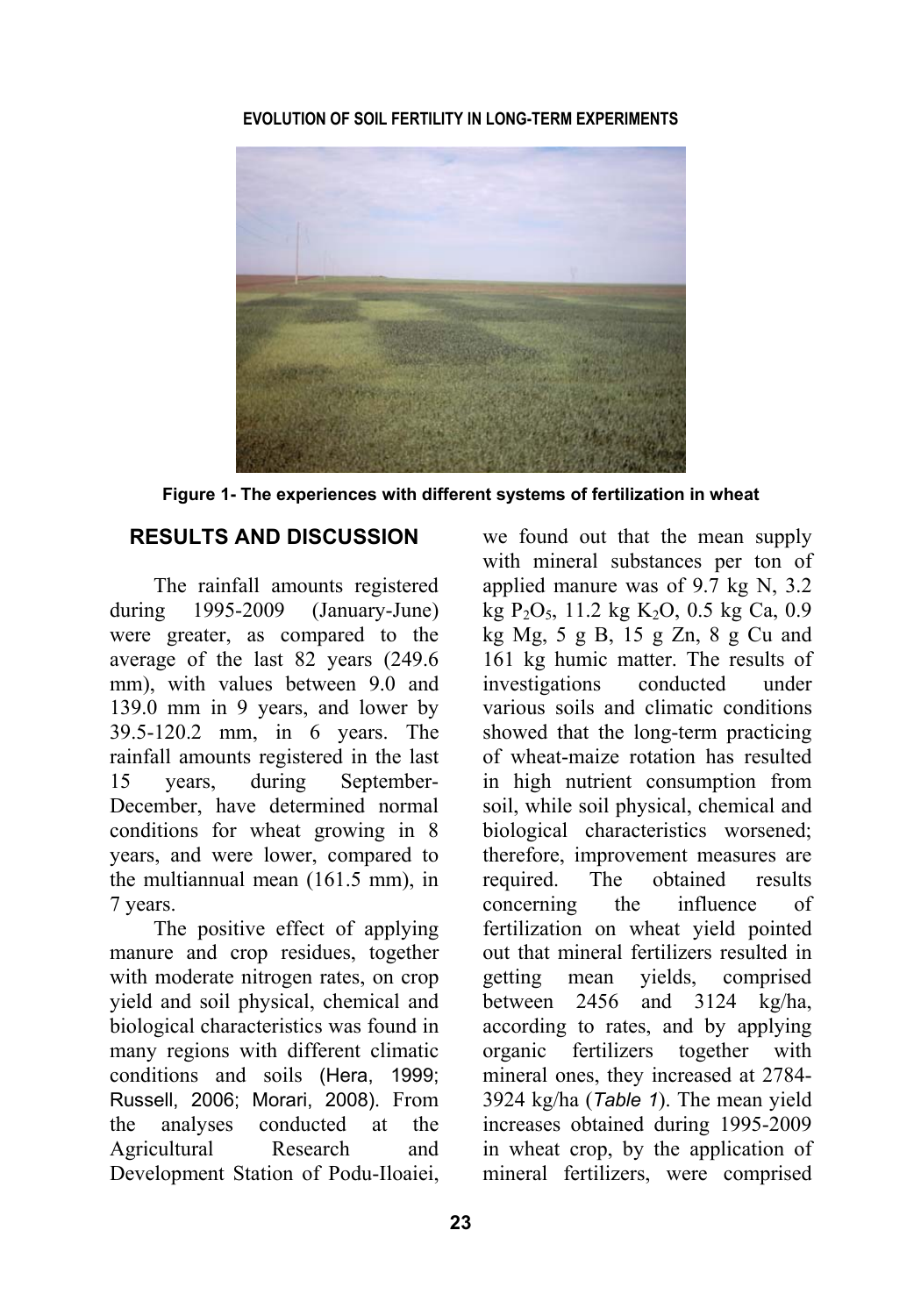Figure 1- The experiences with different systems of fertilization in wheat

## RESULTS AND DISCUSSION

The rainfall amounts registered during 1995-2009 (January-June) were greater, as compared to the average of the last 82 years (249.6 mm), with values between 9.0 and 139.0 mm in 9 years, and lower by 39.5-120.2 mm, in 6 years. The rainfall amounts registered in the last 15 years, during September-December, have determined normal conditions for wheat growing in 8 years, and were lower, compared to the multiannual mean (161.5 mm), in 7 years.

The positive effect of applying manure and crop residues, together with moderate nitrogen rates, on crop yield and soil physical, chemical and biological characteristics was found in many regions with different climatic conditions and soils (Hera, 1999; Russell, 2006; Morari, 2008). From the analyses conducted at the Agricultural Research and Development Station of Podu-Iloaiei, we found out that the mean supply with mineral substances per ton of applied manure was of 9.7 kg N, 3.2 kg $P_2O_5$, 11.2 kg $K_2O$, 0.5 kg Ca, 0.9 kg Mg, 5 g B, 15 g Zn, 8 g Cu and 161 kg humic matter. The results of investigations conducted under various soils and climatic conditions showed that the long-term practicing of wheat-maize rotation has resulted in high nutrient consumption from soil, while soil physical, chemical and biological characteristics worsened; therefore, improvement measures are required. The obtained results concerning the influence of fertilization on wheat yield pointed out that mineral fertilizers resulted in getting mean yields, comprised between 2456 and 3124 kg/ha, according to rates, and by applying organic fertilizers together with mineral ones, they increased at 2784-3924 kg/ha (*Table 1*). The mean yield increases obtained during 1995-2009 in wheat crop, by the application of mineral fertilizers, were comprised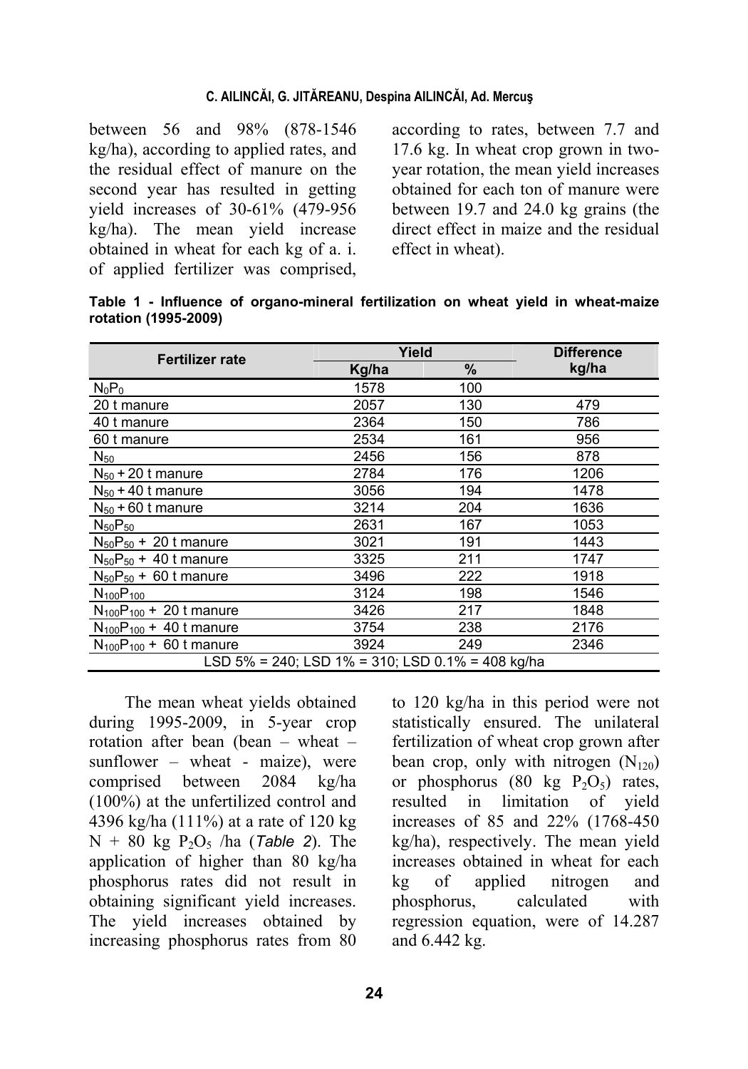between 56 and 98% (878-1546 kg/ha), according to applied rates, and the residual effect of manure on the second year has resulted in getting yield increases of 30-61% (479-956 kg/ha). The mean yield increase obtained in wheat for each kg of a. i. of applied fertilizer was comprised, according to rates, between 7.7 and 17.6 kg. In wheat crop grown in two-year rotation, the mean yield increases obtained for each ton of manure were between 19.7 and 24.0 kg grains (the direct effect in maize and the residual effect in wheat).

**Table 1 - Influence of organo-mineral fertilization on wheat yield in wheat-maize rotation (1995-2009)**

| Fertilizer rate | Yield | | Difference kg/ha |
|---|---|---|---|
| | Kg/ha | % | |
| $N_0P_0$ | 1578 | 100 | |
| 20 t manure | 2057 | 130 | 479 |
| 40 t manure | 2364 | 150 | 786 |
| 60 t manure | 2534 | 161 | 956 |
| $N_{50}$ | 2456 | 156 | 878 |
| $N_{50}$ + 20 t manure | 2784 | 176 | 1206 |
| $N_{50}$ + 40 t manure | 3056 | 194 | 1478 |
| $N_{50}$ + 60 t manure | 3214 | 204 | 1636 |
| $N_{50}P_{50}$ | 2631 | 167 | 1053 |
| $N_{50}P_{50}$ + 20 t manure | 3021 | 191 | 1443 |
| $N_{50}P_{50}$ + 40 t manure | 3325 | 211 | 1747 |
| $N_{50}P_{50}$ + 60 t manure | 3496 | 222 | 1918 |
| $N_{100}P_{100}$ | 3124 | 198 | 1546 |
| $N_{100}P_{100}$ + 20 t manure | 3426 | 217 | 1848 |
| $N_{100}P_{100}$ + 40 t manure | 3754 | 238 | 2176 |
| $N_{100}P_{100}$ + 60 t manure | 3924 | 249 | 2346 |
| LSD 5% = 240; LSD 1% = 310; LSD 0.1% = 408 kg/ha | | | |

The mean wheat yields obtained during 1995-2009, in 5-year crop rotation after bean (bean – wheat – sunflower – wheat - maize), were comprised between 2084 kg/ha (100%) at the unfertilized control and 4396 kg/ha (111%) at a rate of 120 kg N + 80 kg $P_2O_5$ /ha (*Table 2*). The application of higher than 80 kg/ha phosphorus rates did not result in obtaining significant yield increases. The yield increases obtained by increasing phosphorus rates from 80 to 120 kg/ha in this period were not statistically ensured. The unilateral fertilization of wheat crop grown after bean crop, only with nitrogen ($N_{120}$) or phosphorus (80 kg $P_2O_5$) rates, resulted in limitation of yield increases of 85 and 22% (1768-450 kg/ha), respectively. The mean yield increases obtained in wheat for each kg of applied nitrogen and phosphorus, calculated with regression equation, were of 14.287 and 6.442 kg.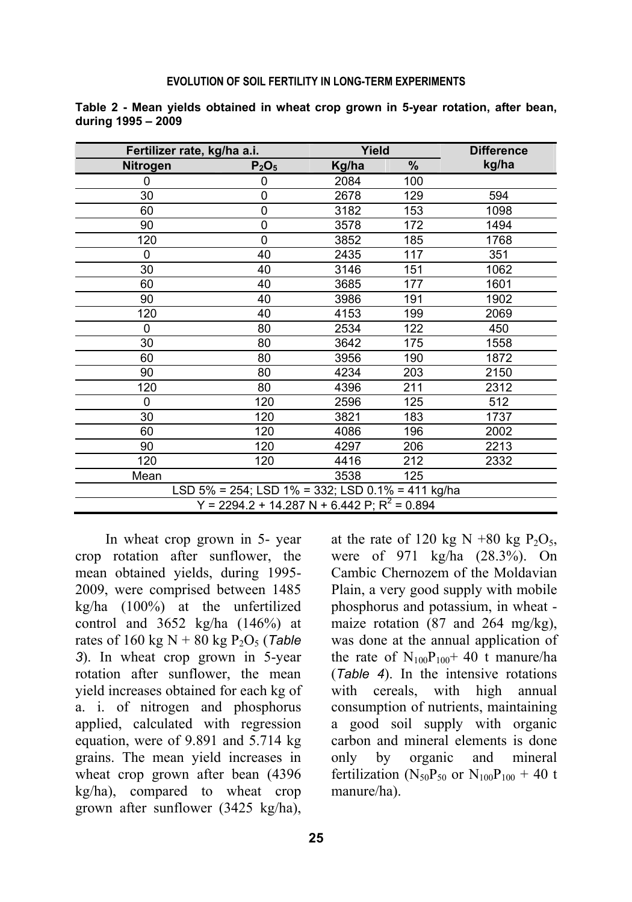**Table 2 - Mean yields obtained in wheat crop grown in 5-year rotation, after bean, during 1995 – 2009**

| Fertilizer rate, kg/ha a.i. | | Yield | | Difference kg/ha |
|---|---|---|---|---|
| Nitrogen | $P_2O_5$ | Kg/ha | % | |
| 0 | 0 | 2084 | 100 | |
| 30 | 0 | 2678 | 129 | 594 |
| 60 | 0 | 3182 | 153 | 1098 |
| 90 | 0 | 3578 | 172 | 1494 |
| 120 | 0 | 3852 | 185 | 1768 |
| 0 | 40 | 2435 | 117 | 351 |
| 30 | 40 | 3146 | 151 | 1062 |
| 60 | 40 | 3685 | 177 | 1601 |
| 90 | 40 | 3986 | 191 | 1902 |
| 120 | 40 | 4153 | 199 | 2069 |
| 0 | 80 | 2534 | 122 | 450 |
| 30 | 80 | 3642 | 175 | 1558 |
| 60 | 80 | 3956 | 190 | 1872 |
| 90 | 80 | 4234 | 203 | 2150 |
| 120 | 80 | 4396 | 211 | 2312 |
| 0 | 120 | 2596 | 125 | 512 |
| 30 | 120 | 3821 | 183 | 1737 |
| 60 | 120 | 4086 | 196 | 2002 |
| 90 | 120 | 4297 | 206 | 2213 |
| 120 | 120 | 4416 | 212 | 2332 |
| Mean | | 3538 | 125 | |
| LSD 5% = 254; LSD 1% = 332; LSD 0.1% = 411 kg/ha | | | | |
| $Y = 2294.2 + 14.287\ N + 6.442\ P$; $R^2 = 0.894$ | | | | |

In wheat crop grown in 5- year crop rotation after sunflower, the mean obtained yields, during 1995-2009, were comprised between 1485 kg/ha (100%) at the unfertilized control and 3652 kg/ha (146%) at rates of 160 kg N + 80 kg $P_2O_5$ (*Table 3*). In wheat crop grown in 5-year rotation after sunflower, the mean yield increases obtained for each kg of a. i. of nitrogen and phosphorus applied, calculated with regression equation, were of 9.891 and 5.714 kg grains. The mean yield increases in wheat crop grown after bean (4396 kg/ha), compared to wheat crop grown after sunflower (3425 kg/ha), at the rate of 120 kg N +80 kg $P_2O_5$, were of 971 kg/ha (28.3%). On Cambic Chernozem of the Moldavian Plain, a very good supply with mobile phosphorus and potassium, in wheat - maize rotation (87 and 264 mg/kg), was done at the annual application of the rate of $N_{100}P_{100}$+ 40 t manure/ha (*Table 4*). In the intensive rotations with cereals, with high annual consumption of nutrients, maintaining a good soil supply with organic carbon and mineral elements is done only by organic and mineral fertilization ($N_{50}P_{50}$ or $N_{100}P_{100}$ + 40 t manure/ha).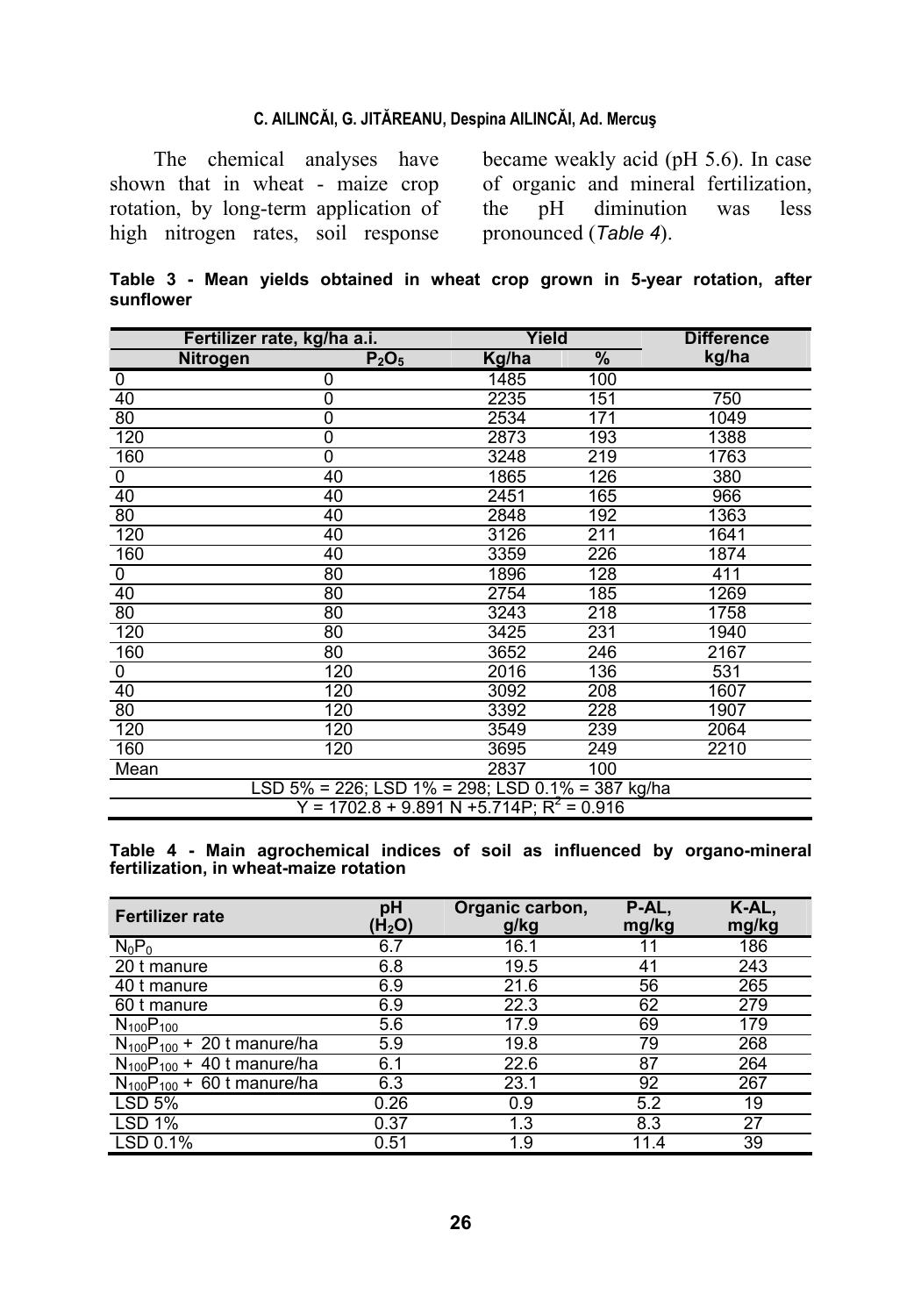The chemical analyses have shown that in wheat - maize crop rotation, by long-term application of high nitrogen rates, soil response became weakly acid (pH 5.6). In case of organic and mineral fertilization, the pH diminution was less pronounced (*Table 4*).

**Table 3 - Mean yields obtained in wheat crop grown in 5-year rotation, after sunflower**

| Fertilizer rate, kg/ha a.i. | | Yield | | Difference kg/ha |
|---|---|---|---|---|
| Nitrogen | $P_2O_5$ | Kg/ha | % | |
| 0 | 0 | 1485 | 100 | |
| 40 | 0 | 2235 | 151 | 750 |
| 80 | 0 | 2534 | 171 | 1049 |
| 120 | 0 | 2873 | 193 | 1388 |
| 160 | 0 | 3248 | 219 | 1763 |
| 0 | 40 | 1865 | 126 | 380 |
| 40 | 40 | 2451 | 165 | 966 |
| 80 | 40 | 2848 | 192 | 1363 |
| 120 | 40 | 3126 | 211 | 1641 |
| 160 | 40 | 3359 | 226 | 1874 |
| 0 | 80 | 1896 | 128 | 411 |
| 40 | 80 | 2754 | 185 | 1269 |
| 80 | 80 | 3243 | 218 | 1758 |
| 120 | 80 | 3425 | 231 | 1940 |
| 160 | 80 | 3652 | 246 | 2167 |
| 0 | 120 | 2016 | 136 | 531 |
| 40 | 120 | 3092 | 208 | 1607 |
| 80 | 120 | 3392 | 228 | 1907 |
| 120 | 120 | 3549 | 239 | 2064 |
| 160 | 120 | 3695 | 249 | 2210 |
| Mean | | 2837 | 100 | |
| LSD 5% = 226; LSD 1% = 298; LSD 0.1% = 387 kg/ha | | | | |
| $Y = 1702.8 + 9.891\ N + 5.714P$; $R^2 = 0.916$ | | | | |

**Table 4 - Main agrochemical indices of soil as influenced by organo-mineral fertilization, in wheat-maize rotation**

| Fertilizer rate | pH ($H_2O$) | Organic carbon, g/kg | P-AL, mg/kg | K-AL, mg/kg |
|---|---|---|---|---|
| $N_0P_0$ | 6.7 | 16.1 | 11 | 186 |
| 20 t manure | 6.8 | 19.5 | 41 | 243 |
| 40 t manure | 6.9 | 21.6 | 56 | 265 |
| 60 t manure | 6.9 | 22.3 | 62 | 279 |
| $N_{100}P_{100}$ | 5.6 | 17.9 | 69 | 179 |
| $N_{100}P_{100}$ + 20 t manure/ha | 5.9 | 19.8 | 79 | 268 |
| $N_{100}P_{100}$ + 40 t manure/ha | 6.1 | 22.6 | 87 | 264 |
| $N_{100}P_{100}$ + 60 t manure/ha | 6.3 | 23.1 | 92 | 267 |
| LSD 5% | 0.26 | 0.9 | 5.2 | 19 |
| LSD 1% | 0.37 | 1.3 | 8.3 | 27 |
| LSD 0.1% | 0.51 | 1.9 | 11.4 | 39 |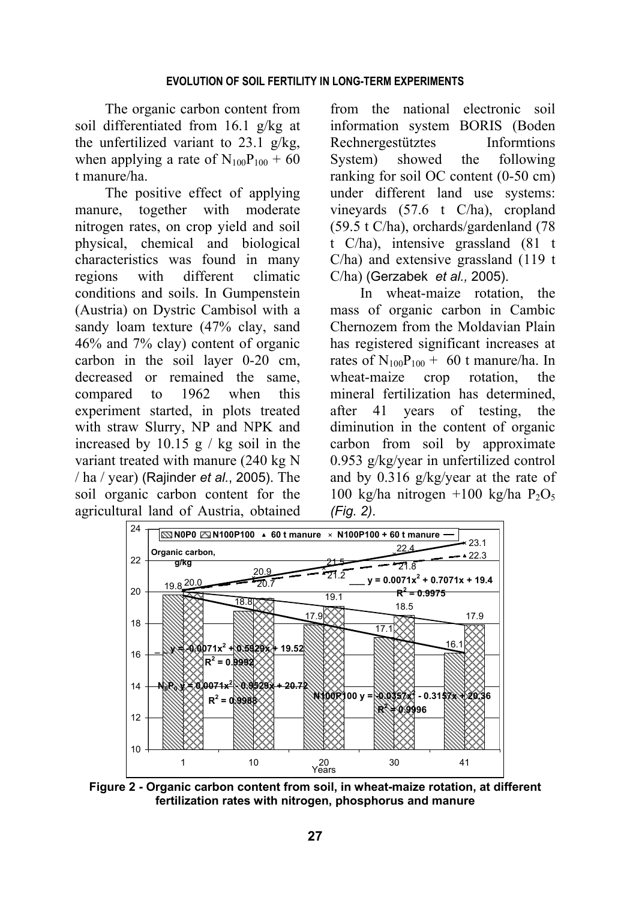The organic carbon content from soil differentiated from 16.1 g/kg at the unfertilized variant to 23.1 g/kg, when applying a rate of $N_{100}P_{100}$ + 60 t manure/ha.

The positive effect of applying manure, together with moderate nitrogen rates, on crop yield and soil physical, chemical and biological characteristics was found in many regions with different climatic conditions and soils. In Gumpenstein (Austria) on Dystric Cambisol with a sandy loam texture (47% clay, sand 46% and 7% clay) content of organic carbon in the soil layer 0-20 cm, decreased or remained the same, compared to 1962 when this experiment started, in plots treated with straw Slurry, NP and NPK and increased by 10.15 g / kg soil in the variant treated with manure (240 kg N / ha / year) (Rajinder *et al.*, 2005). The soil organic carbon content for the agricultural land of Austria, obtained from the national electronic soil information system BORIS (Boden Rechnergestütztes Informtions System) showed the following ranking for soil OC content (0-50 cm) under different land use systems: vineyards (57.6 t C/ha), cropland (59.5 t C/ha), orchards/gardenland (78 t C/ha), intensive grassland (81 t C/ha) and extensive grassland (119 t C/ha) (Gerzabek *et al.,* 2005).

In wheat-maize rotation, the mass of organic carbon in Cambic Chernozem from the Moldavian Plain has registered significant increases at rates of $N_{100}P_{100}$ + 60 t manure/ha. In wheat-maize crop rotation, the mineral fertilization has determined, after 41 years of testing, the diminution in the content of organic carbon from soil by approximate 0.953 g/kg/year in unfertilized control and by 0.316 g/kg/year at the rate of 100 kg/ha nitrogen +100 kg/ha $P_2O_5$ *(Fig. 2)*.

**Figure 2 - Organic carbon content from soil, in wheat-maize rotation, at different fertilization rates with nitrogen, phosphorus and manure**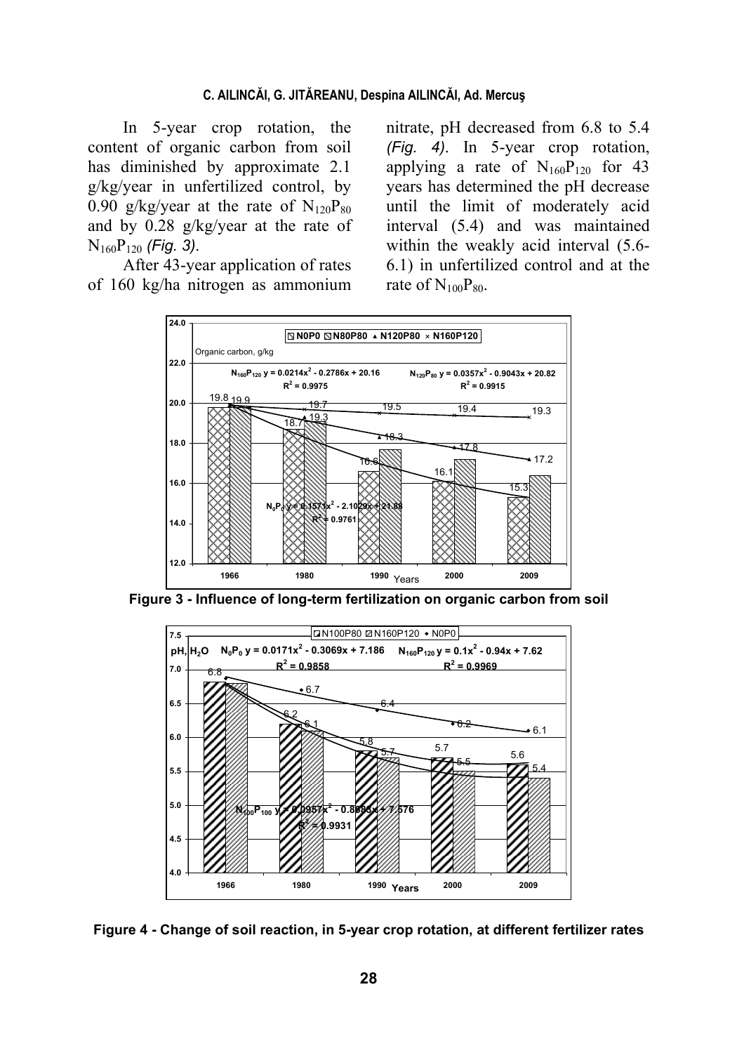In 5-year crop rotation, the content of organic carbon from soil has diminished by approximate 2.1 g/kg/year in unfertilized control, by 0.90 g/kg/year at the rate of $N_{120}P_{80}$ and by 0.28 g/kg/year at the rate of $N_{160}P_{120}$ *(Fig. 3)*.

After 43-year application of rates of 160 kg/ha nitrogen as ammonium nitrate, pH decreased from 6.8 to 5.4 *(Fig. 4)*. In 5-year crop rotation, applying a rate of $N_{160}P_{120}$ for 43 years has determined the pH decrease until the limit of moderately acid interval (5.4) and was maintained within the weakly acid interval (5.6-6.1) in unfertilized control and at the rate of $N_{100}P_{80}$.

**Figure 3 - Influence of long-term fertilization on organic carbon from soil**

**Figure 4 - Change of soil reaction, in 5-year crop rotation, at different fertilizer rates**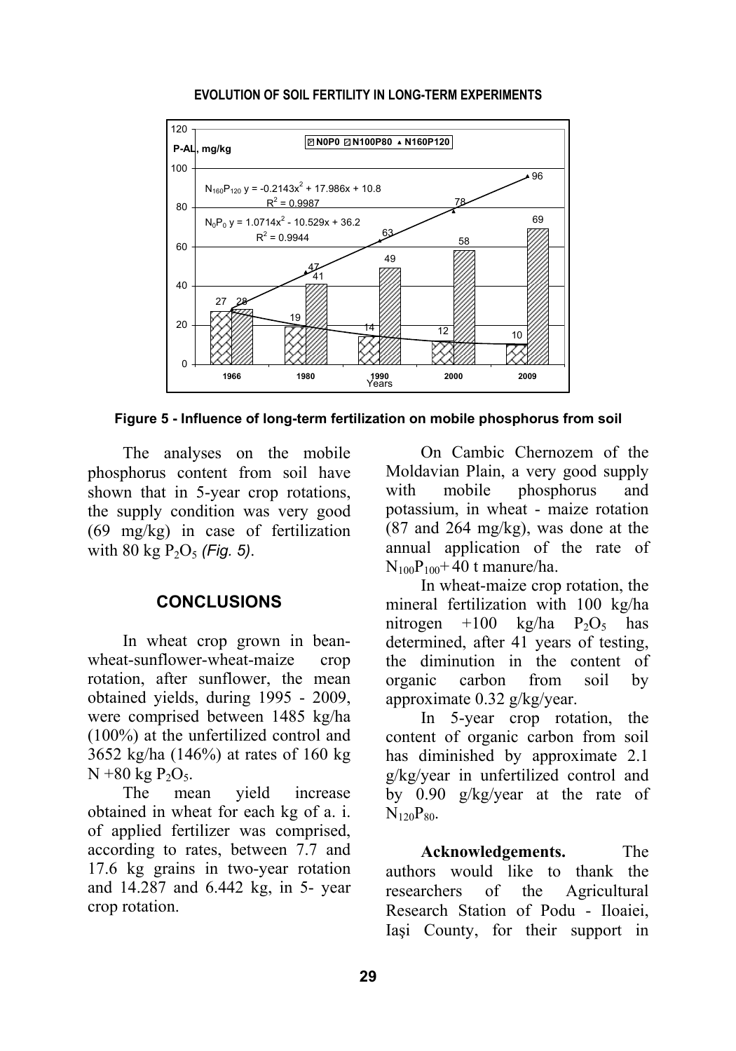Figure 5 - Influence of long-term fertilization on mobile phosphorus from soil

The analyses on the mobile phosphorus content from soil have shown that in 5-year crop rotations, the supply condition was very good (69 mg/kg) in case of fertilization with 80 kg $P_2O_5$ *(Fig. 5)*.

## CONCLUSIONS

In wheat crop grown in bean-wheat-sunflower-wheat-maize crop rotation, after sunflower, the mean obtained yields, during 1995 - 2009, were comprised between 1485 kg/ha (100%) at the unfertilized control and 3652 kg/ha (146%) at rates of 160 kg N +80 kg $P_2O_5$.

The mean yield increase obtained in wheat for each kg of a. i. of applied fertilizer was comprised, according to rates, between 7.7 and 17.6 kg grains in two-year rotation and 14.287 and 6.442 kg, in 5- year crop rotation.

On Cambic Chernozem of the Moldavian Plain, a very good supply with mobile phosphorus and potassium, in wheat - maize rotation (87 and 264 mg/kg), was done at the annual application of the rate of $N_{100}P_{100}$+ 40 t manure/ha.

In wheat-maize crop rotation, the mineral fertilization with 100 kg/ha nitrogen +100 kg/ha $P_2O_5$ has determined, after 41 years of testing, the diminution in the content of organic carbon from soil by approximate 0.32 g/kg/year.

In 5-year crop rotation, the content of organic carbon from soil has diminished by approximate 2.1 g/kg/year in unfertilized control and by 0.90 g/kg/year at the rate of $N_{120}P_{80}$.

**Acknowledgements.** The authors would like to thank the researchers of the Agricultural Research Station of Podu - Iloaiei, Iaşi County, for their support in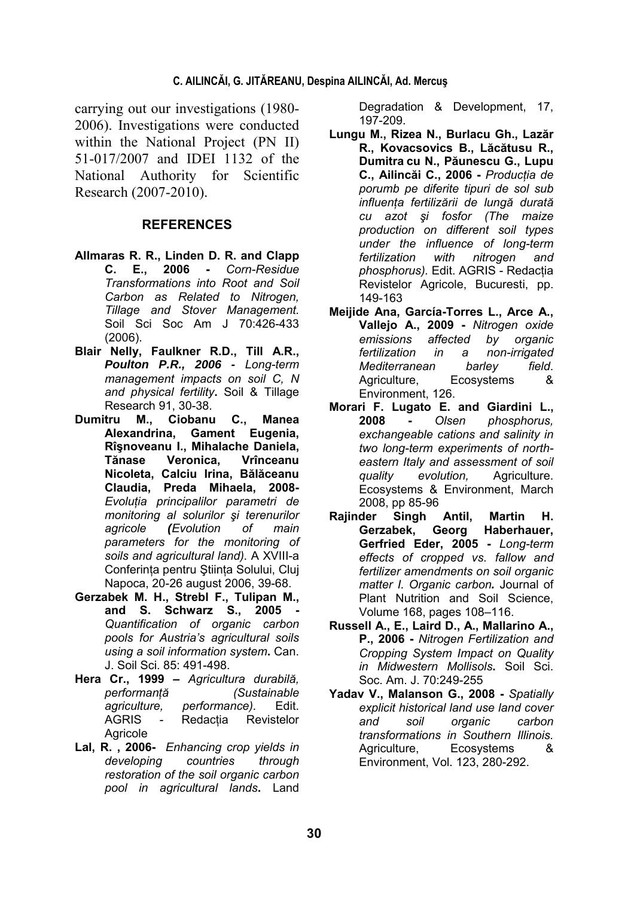carrying out our investigations (1980-2006). Investigations were conducted within the National Project (PN II) 51-017/2007 and IDEI 1132 of the National Authority for Scientific Research (2007-2010).

## REFERENCES

**Allmaras R. R., Linden D. R. and Clapp C. E., 2006 -** *Corn-Residue Transformations into Root and Soil Carbon as Related to Nitrogen, Tillage and Stover Management.* Soil Sci Soc Am J 70:426-433 (2006).

**Blair Nelly, Faulkner R.D., Till A.R., *Poulton P.R., 2006 -*** *Long-term management impacts on soil C, N and physical fertility***.** Soil & Tillage Research 91, 30-38.

**Dumitru M., Ciobanu C., Manea Alexandrina, Gament Eugenia, Rîşnoveanu I., Mihalache Daniela, Tănase Veronica, Vrînceanu Nicoleta, Calciu Irina, Bălăceanu Claudia, Preda Mihaela, 2008-** *Evoluția principalilor parametri de monitoring al solurilor şi terenurilor agricole (Evolution of main parameters for the monitoring of soils and agricultural land).* A XVIII-a Conferința pentru Ştiința Solului, Cluj Napoca, 20-26 august 2006, 39-68.

**Gerzabek M. H., Strebl F., Tulipan M., and S. Schwarz S., 2005 -** *Quantification of organic carbon pools for Austria's agricultural soils using a soil information system***.** Can. J. Soil Sci. 85: 491-498.

**Hera Cr., 1999 –** *Agricultura durabilă, performanță (Sustainable agriculture, performance).* Edit. AGRIS - Redacția Revistelor Agricole

**Lal, R. , 2006-** *Enhancing crop yields in developing countries through restoration of the soil organic carbon pool in agricultural lands***.** Land Degradation & Development, 17, 197-209.

**Lungu M., Rizea N., Burlacu Gh., Lazăr R., Kovacsovics B., Lăcătusu R., Dumitra cu N., Păunescu G., Lupu C., Ailincăi C., 2006 -** *Producția de porumb pe diferite tipuri de sol sub influența fertilizării de lungă durată cu azot şi fosfor (The maize production on different soil types under the influence of long-term fertilization with nitrogen and phosphorus).* Edit. AGRIS - Redacția Revistelor Agricole, Bucuresti, pp. 149-163

**Meijide Ana, García-Torres L., Arce A., Vallejo A., 2009 -** *Nitrogen oxide emissions affected by organic fertilization in a non-irrigated Mediterranean barley field.* Agriculture, Ecosystems & Environment, 126.

**Morari F. Lugato E. and Giardini L., 2008 -** *Olsen phosphorus, exchangeable cations and salinity in two long-term experiments of north-eastern Italy and assessment of soil quality evolution,* Agriculture. Ecosystems & Environment, March 2008, pp 85-96

**Rajinder Singh Antil, Martin H. Gerzabek, Georg Haberhauer, Gerfried Eder, 2005 -** *Long-term effects of cropped vs. fallow and fertilizer amendments on soil organic matter I. Organic carbon***.** Journal of Plant Nutrition and Soil Science, Volume 168, pages 108–116.

**Russell A., E., Laird D., A., Mallarino A., P., 2006 -** *Nitrogen Fertilization and Cropping System Impact on Quality in Midwestern Mollisols***.** Soil Sci. Soc. Am. J. 70:249-255

**Yadav V., Malanson G., 2008 -** *Spatially explicit historical land use land cover and soil organic carbon transformations in Southern Illinois.* Agriculture, Ecosystems & Environment, Vol. 123, 280-292.